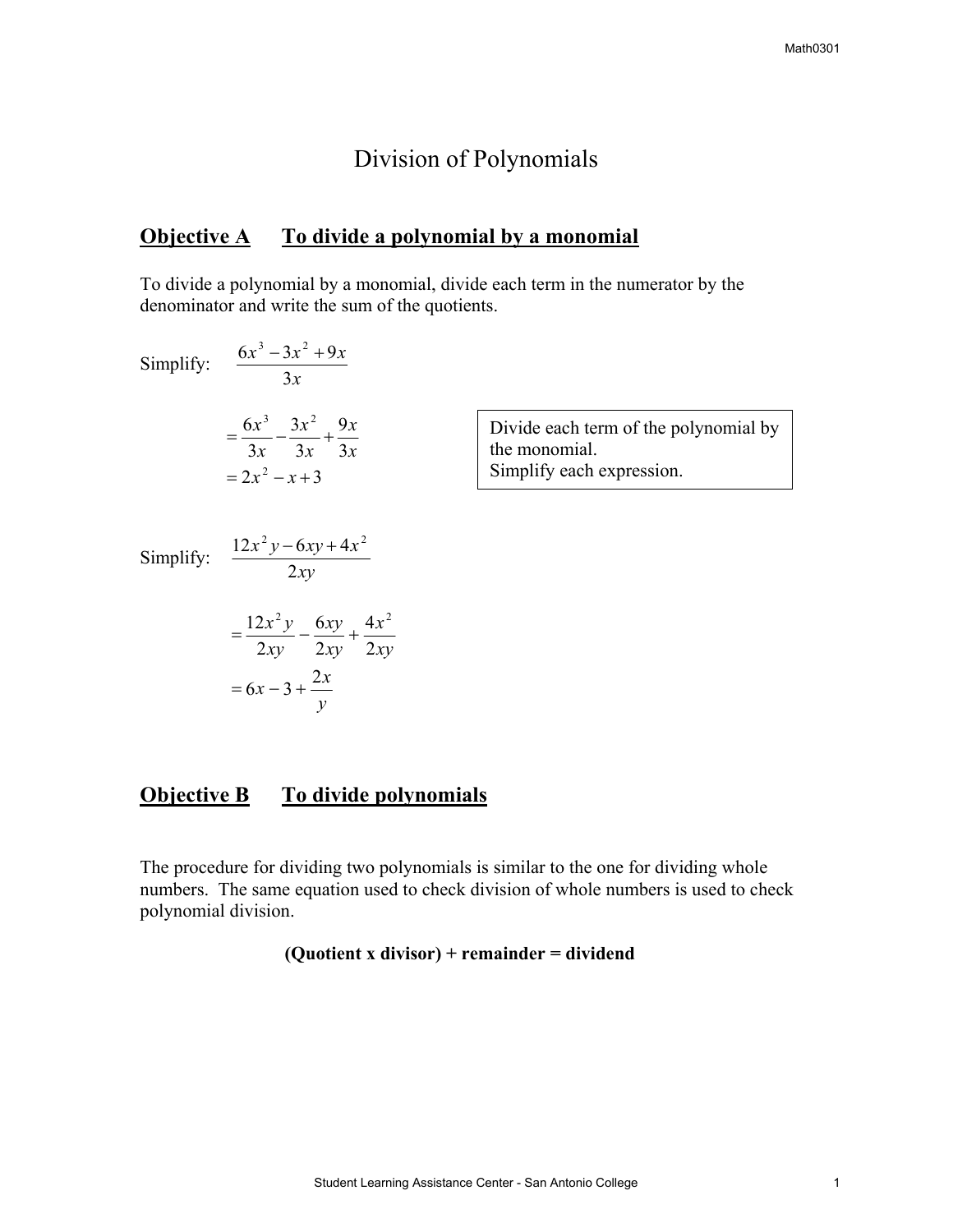# Division of Polynomials

## Objective A To divide a polynomial by a monomial

To divide a polynomial by a monomial, divide each term in the numerator by the denominator and write the sum of the quotients.

Simplify: $\dfrac{6x^3 - 3x^2 + 9x}{3x}$

$$= \frac{6x^3}{3x} - \frac{3x^2}{3x} + \frac{9x}{3x}$$

$$= 2x^2 - x + 3$$

> Divide each term of the polynomial by the monomial.
> Simplify each expression.

Simplify: $\dfrac{12x^2y - 6xy + 4x^2}{2xy}$

$$= \frac{12x^2y}{2xy} - \frac{6xy}{2xy} + \frac{4x^2}{2xy}$$

$$= 6x - 3 + \frac{2x}{y}$$

## Objective B To divide polynomials

The procedure for dividing two polynomials is similar to the one for dividing whole numbers. The same equation used to check division of whole numbers is used to check polynomial division.

**(Quotient x divisor) + remainder = dividend**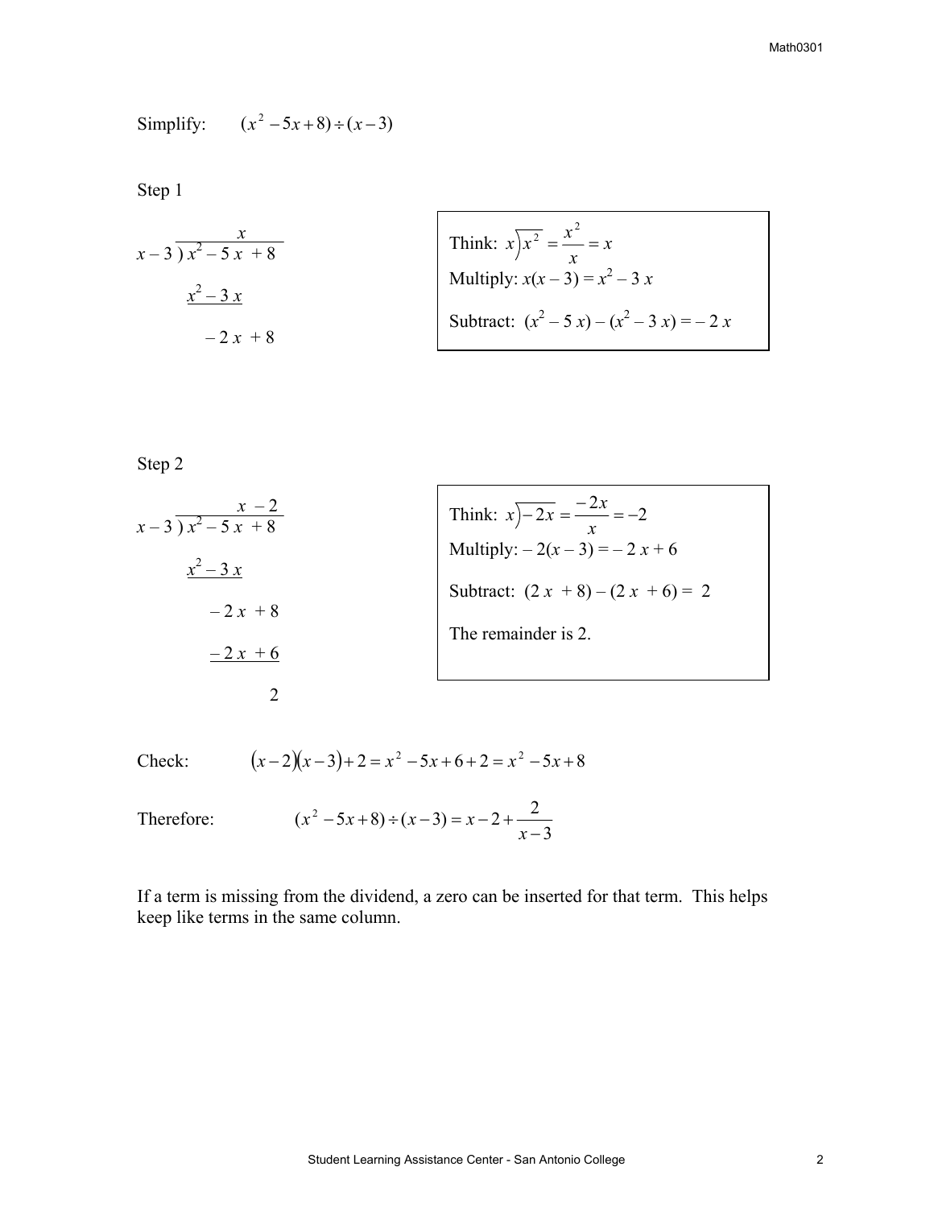Simplify: $(x^2 - 5x + 8) \div (x - 3)$

Step 1

$$
\begin{array}{r}
x \phantom{\;-5x+8} \\
x-3\;\overline{)\;x^2 - 5x + 8} \\
\underline{x^2 - 3x} \phantom{+8} \\
-2x + 8
\end{array}
$$

Think: $x\overline{)x^2} = \dfrac{x^2}{x} = x$

Multiply: $x(x - 3) = x^2 - 3x$

Subtract: $(x^2 - 5x) - (x^2 - 3x) = -2x$

Step 2

$$
\begin{array}{r}
x - 2 \phantom{+8} \\
x-3\;\overline{)\;x^2 - 5x + 8} \\
\underline{x^2 - 3x} \phantom{+8} \\
-2x + 8 \\
\underline{-2x + 6} \\
2
\end{array}
$$

Think: $x\overline{)-2x} = \dfrac{-2x}{x} = -2$

Multiply: $-2(x - 3) = -2x + 6$

Subtract: $(2x + 8) - (2x + 6) = 2$

The remainder is 2.

Check: $(x-2)(x-3) + 2 = x^2 - 5x + 6 + 2 = x^2 - 5x + 8$

Therefore: $(x^2 - 5x + 8) \div (x - 3) = x - 2 + \dfrac{2}{x-3}$

If a term is missing from the dividend, a zero can be inserted for that term. This helps keep like terms in the same column.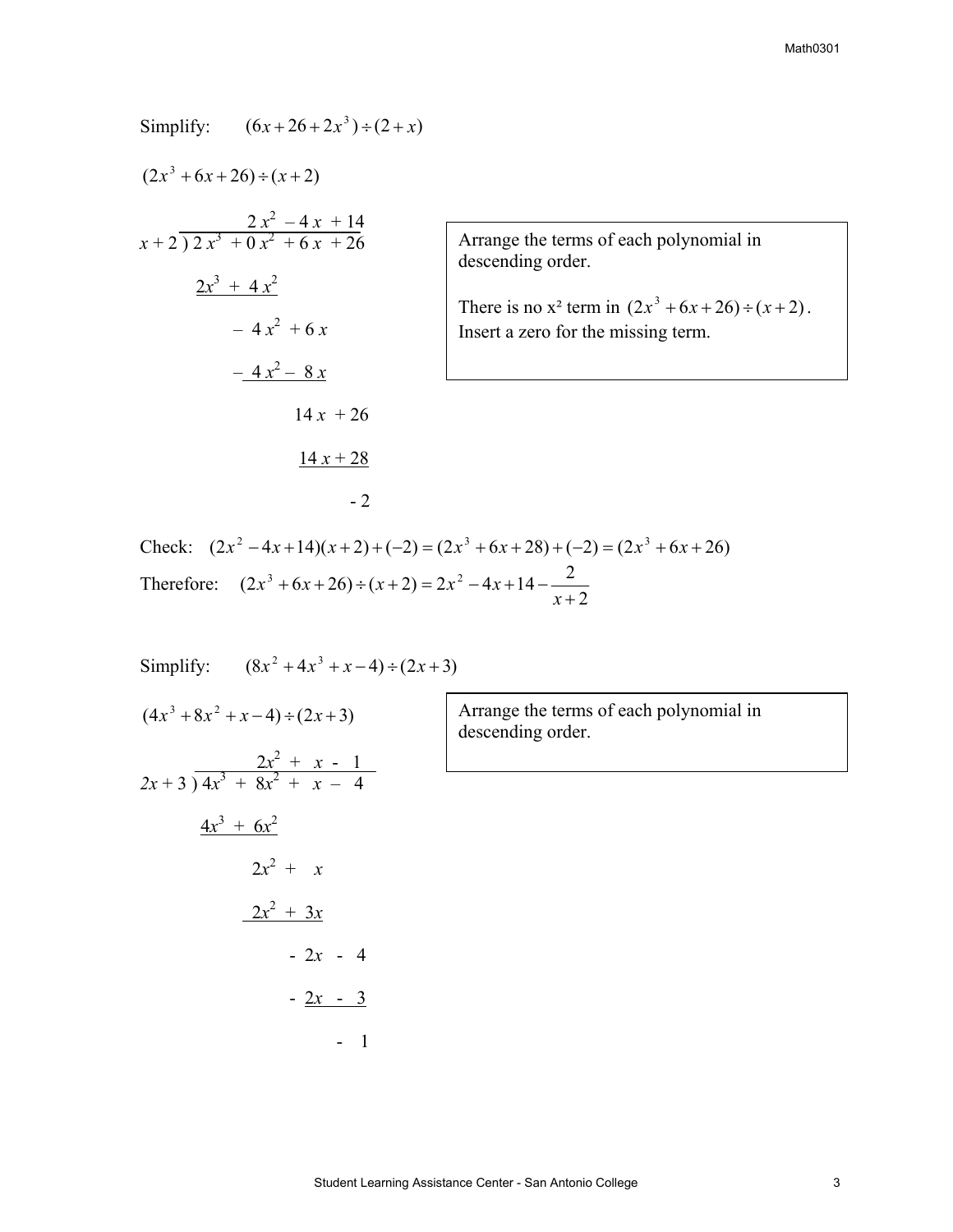Simplify: $(6x + 26 + 2x^3) \div (2 + x)$

$(2x^3 + 6x + 26) \div (x + 2)$

$$
\begin{array}{r}
2x^2 - 4x + 14 \\
x + 2 \overline{)\, 2x^3 + 0x^2 + 6x + 26} \\
\underline{2x^3 + 4x^2} \qquad\qquad \\
-4x^2 + 6x \qquad \\
\underline{-4x^2 - 8x} \qquad \\
14x + 26 \\
\underline{14x + 28} \\
-2
\end{array}
$$

> Arrange the terms of each polynomial in descending order.
>
> There is no x² term in $(2x^3 + 6x + 26) \div (x + 2)$. Insert a zero for the missing term.

Check: $(2x^2 - 4x + 14)(x + 2) + (-2) = (2x^3 + 6x + 28) + (-2) = (2x^3 + 6x + 26)$

Therefore: $(2x^3 + 6x + 26) \div (x + 2) = 2x^2 - 4x + 14 - \dfrac{2}{x + 2}$

Simplify: $(8x^2 + 4x^3 + x - 4) \div (2x + 3)$

$(4x^3 + 8x^2 + x - 4) \div (2x + 3)$

> Arrange the terms of each polynomial in descending order.

$$
\begin{array}{r}
2x^2 + x - 1 \\
2x + 3 \overline{)\, 4x^3 + 8x^2 + x - 4} \\
\underline{4x^3 + 6x^2} \qquad\qquad \\
2x^2 + x \qquad \\
\underline{2x^2 + 3x} \qquad \\
-2x - 4 \\
\underline{-2x - 3} \\
-1
\end{array}
$$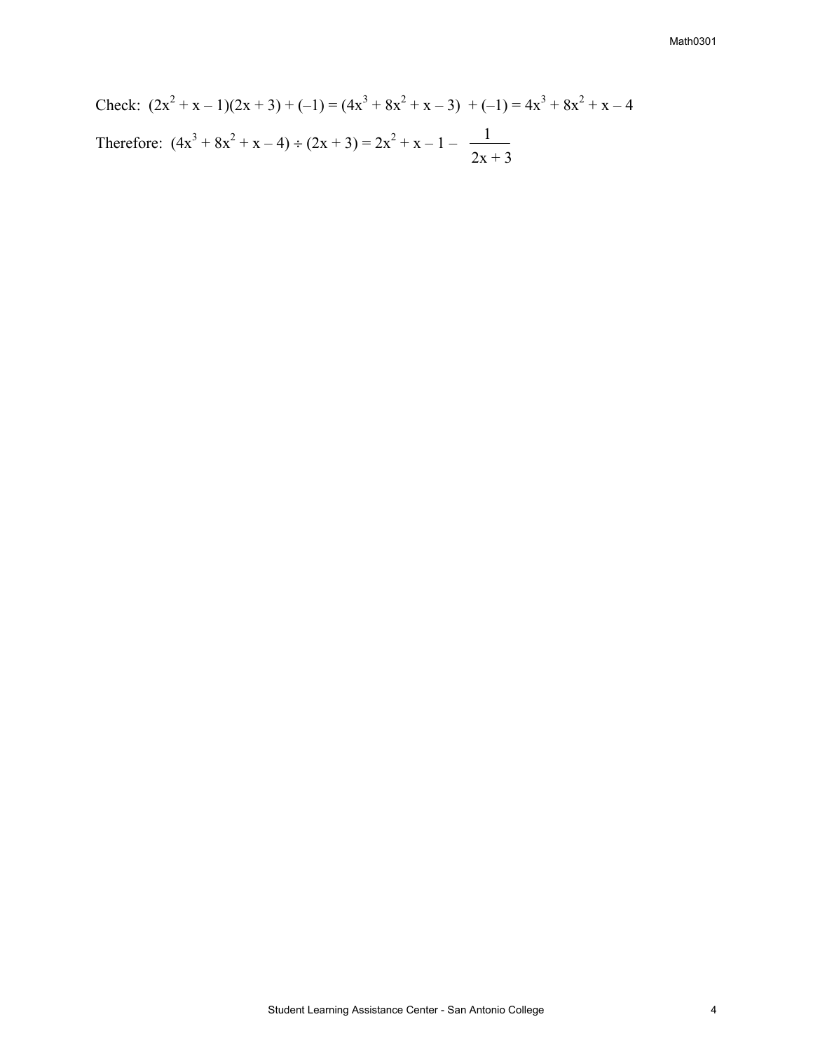Check: $(2x^2 + x - 1)(2x + 3) + (-1) = (4x^3 + 8x^2 + x - 3) + (-1) = 4x^3 + 8x^2 + x - 4$

Therefore: $(4x^3 + 8x^2 + x - 4) \div (2x + 3) = 2x^2 + x - 1 - \dfrac{1}{2x + 3}$